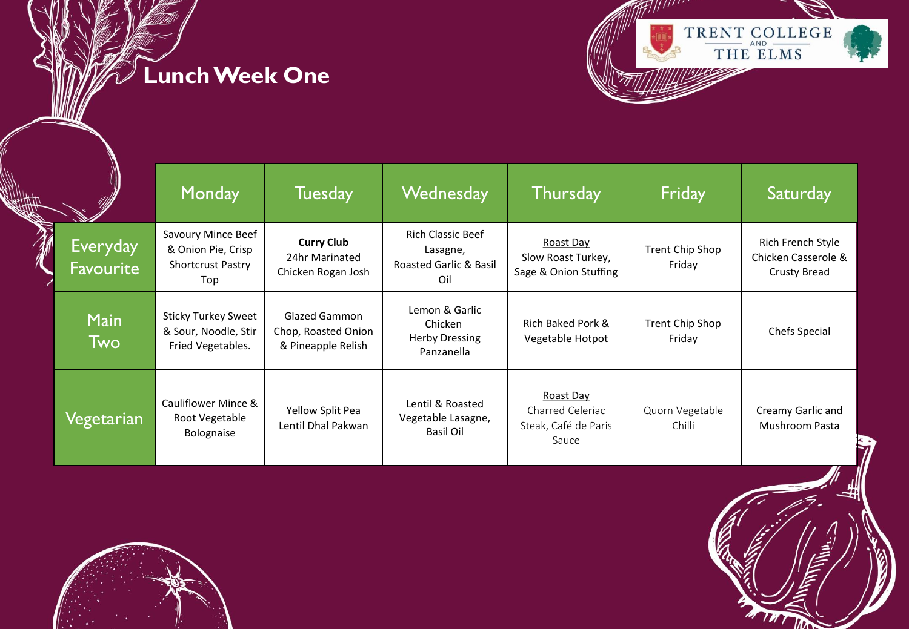# Lunch Week One

TRENT COLLEGE AND THE ELMS

| | Monday | Tuesday | Wednesday | Thursday | Friday | Saturday |
|---|---|---|---|---|---|---|
| Everyday Favourite | Savoury Mince Beef & Onion Pie, Crisp Shortcrust Pastry Top | **Curry Club** 24hr Marinated Chicken Rogan Josh | Rich Classic Beef Lasagne, Roasted Garlic & Basil Oil | Roast Day Slow Roast Turkey, Sage & Onion Stuffing | Trent Chip Shop Friday | Rich French Style Chicken Casserole & Crusty Bread |
| Main Two | Sticky Turkey Sweet & Sour, Noodle, Stir Fried Vegetables. | Glazed Gammon Chop, Roasted Onion & Pineapple Relish | Lemon & Garlic Chicken Herby Dressing Panzanella | Rich Baked Pork & Vegetable Hotpot | Trent Chip Shop Friday | Chefs Special |
| Vegetarian | Cauliflower Mince & Root Vegetable Bolognaise | Yellow Split Pea Lentil Dhal Pakwan | Lentil & Roasted Vegetable Lasagne, Basil Oil | Roast Day Charred Celeriac Steak, Café de Paris Sauce | Quorn Vegetable Chilli | Creamy Garlic and Mushroom Pasta |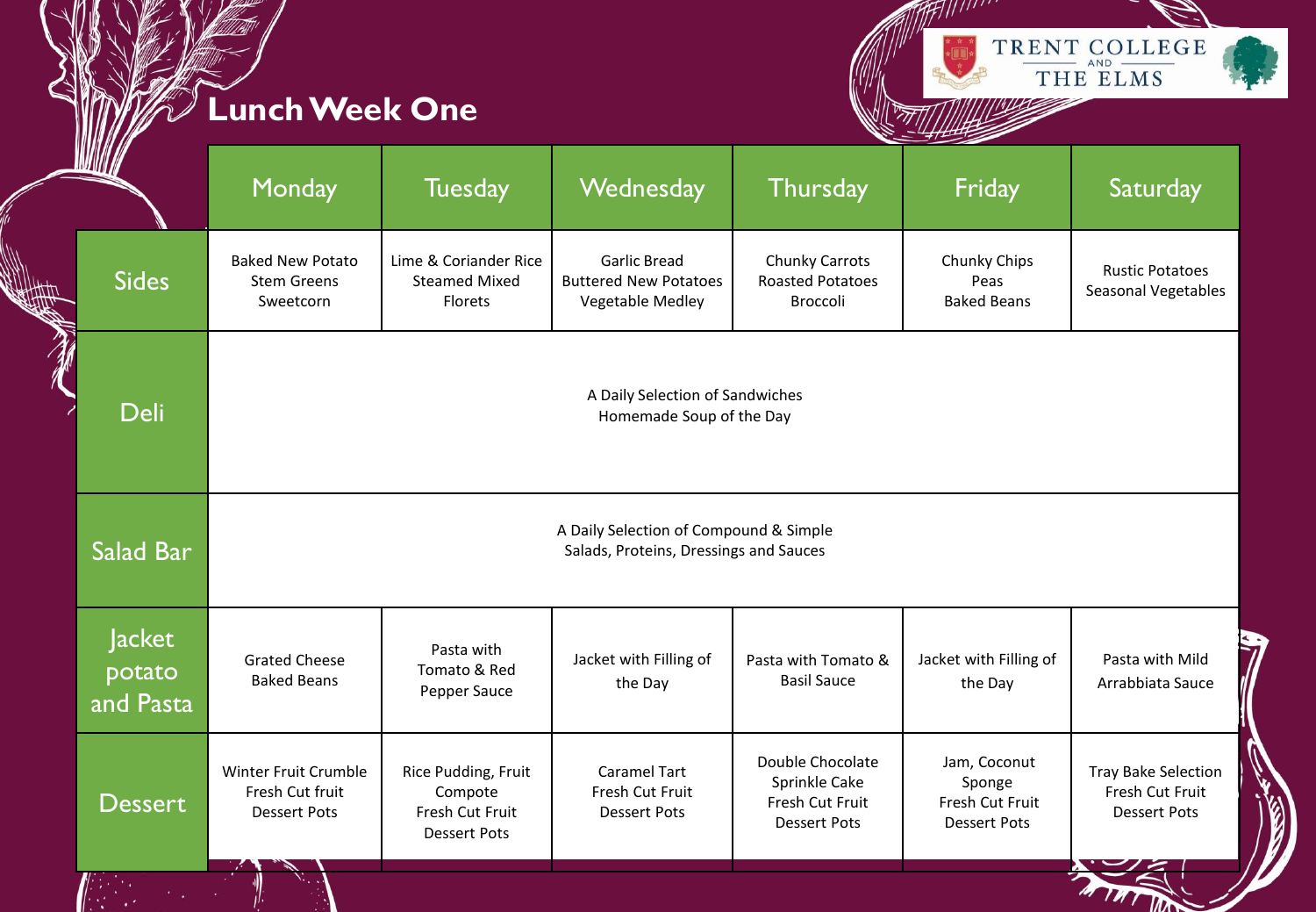TRENT COLLEGE AND THE ELMS

# Lunch Week One

| | Monday | Tuesday | Wednesday | Thursday | Friday | Saturday |
|---|---|---|---|---|---|---|
| Sides | Baked New Potato<br>Stem Greens<br>Sweetcorn | Lime & Coriander Rice<br>Steamed Mixed Florets | Garlic Bread<br>Buttered New Potatoes<br>Vegetable Medley | Chunky Carrots<br>Roasted Potatoes<br>Broccoli | Chunky Chips<br>Peas<br>Baked Beans | Rustic Potatoes<br>Seasonal Vegetables |
| Deli | A Daily Selection of Sandwiches<br>Homemade Soup of the Day | | | | | |
| Salad Bar | A Daily Selection of Compound & Simple Salads, Proteins, Dressings and Sauces | | | | | |
| Jacket potato and Pasta | Grated Cheese<br>Baked Beans | Pasta with Tomato & Red Pepper Sauce | Jacket with Filling of the Day | Pasta with Tomato & Basil Sauce | Jacket with Filling of the Day | Pasta with Mild Arrabbiata Sauce |
| Dessert | Winter Fruit Crumble<br>Fresh Cut fruit<br>Dessert Pots | Rice Pudding, Fruit Compote<br>Fresh Cut Fruit<br>Dessert Pots | Caramel Tart<br>Fresh Cut Fruit<br>Dessert Pots | Double Chocolate Sprinkle Cake<br>Fresh Cut Fruit<br>Dessert Pots | Jam, Coconut Sponge<br>Fresh Cut Fruit<br>Dessert Pots | Tray Bake Selection<br>Fresh Cut Fruit<br>Dessert Pots |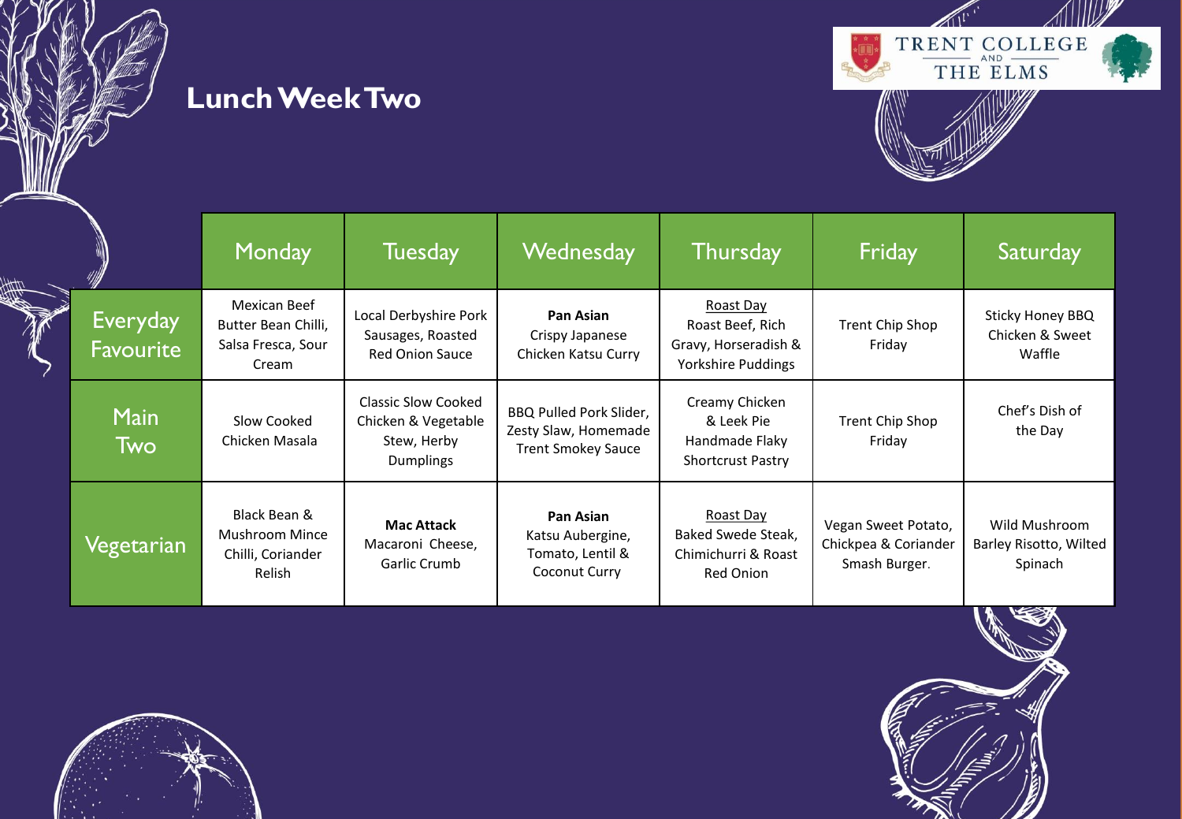# Lunch Week Two

TRENT COLLEGE AND THE ELMS

| | Monday | Tuesday | Wednesday | Thursday | Friday | Saturday |
|---|---|---|---|---|---|---|
| Everyday Favourite | Mexican Beef Butter Bean Chilli, Salsa Fresca, Sour Cream | Local Derbyshire Pork Sausages, Roasted Red Onion Sauce | **Pan Asian** Crispy Japanese Chicken Katsu Curry | Roast Day Roast Beef, Rich Gravy, Horseradish & Yorkshire Puddings | Trent Chip Shop Friday | Sticky Honey BBQ Chicken & Sweet Waffle |
| Main Two | Slow Cooked Chicken Masala | Classic Slow Cooked Chicken & Vegetable Stew, Herby Dumplings | BBQ Pulled Pork Slider, Zesty Slaw, Homemade Trent Smokey Sauce | Creamy Chicken & Leek Pie Handmade Flaky Shortcrust Pastry | Trent Chip Shop Friday | Chef's Dish of the Day |
| Vegetarian | Black Bean & Mushroom Mince Chilli, Coriander Relish | **Mac Attack** Macaroni Cheese, Garlic Crumb | **Pan Asian** Katsu Aubergine, Tomato, Lentil & Coconut Curry | Roast Day Baked Swede Steak, Chimichurri & Roast Red Onion | Vegan Sweet Potato, Chickpea & Coriander Smash Burger. | Wild Mushroom Barley Risotto, Wilted Spinach |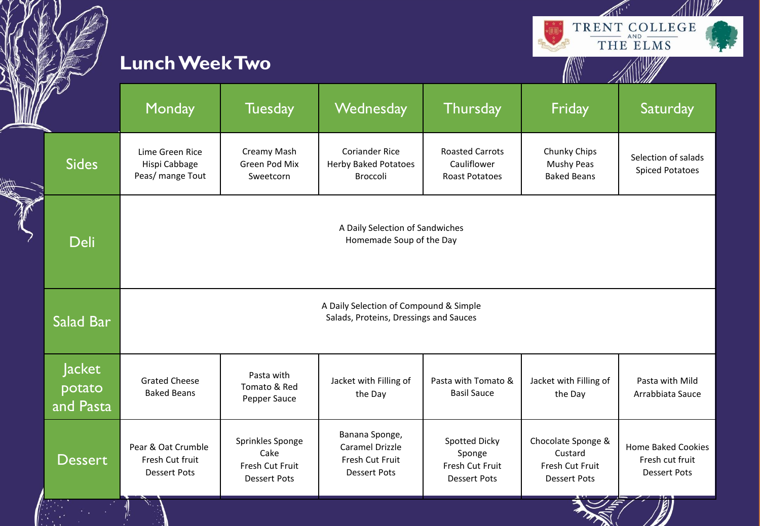TRENT COLLEGE AND THE ELMS

## Lunch Week Two

| | Monday | Tuesday | Wednesday | Thursday | Friday | Saturday |
|---|---|---|---|---|---|---|
| Sides | Lime Green Rice<br>Hispi Cabbage<br>Peas/ mange Tout | Creamy Mash<br>Green Pod Mix<br>Sweetcorn | Coriander Rice<br>Herby Baked Potatoes<br>Broccoli | Roasted Carrots<br>Cauliflower<br>Roast Potatoes | Chunky Chips<br>Mushy Peas<br>Baked Beans | Selection of salads<br>Spiced Potatoes |
| Deli | A Daily Selection of Sandwiches<br>Homemade Soup of the Day | | | | | |
| Salad Bar | A Daily Selection of Compound & Simple<br>Salads, Proteins, Dressings and Sauces | | | | | |
| Jacket potato and Pasta | Grated Cheese<br>Baked Beans | Pasta with Tomato & Red Pepper Sauce | Jacket with Filling of the Day | Pasta with Tomato & Basil Sauce | Jacket with Filling of the Day | Pasta with Mild Arrabbiata Sauce |
| Dessert | Pear & Oat Crumble<br>Fresh Cut fruit<br>Dessert Pots | Sprinkles Sponge Cake<br>Fresh Cut Fruit<br>Dessert Pots | Banana Sponge, Caramel Drizzle<br>Fresh Cut Fruit<br>Dessert Pots | Spotted Dicky Sponge<br>Fresh Cut Fruit<br>Dessert Pots | Chocolate Sponge & Custard<br>Fresh Cut Fruit<br>Dessert Pots | Home Baked Cookies<br>Fresh cut fruit<br>Dessert Pots |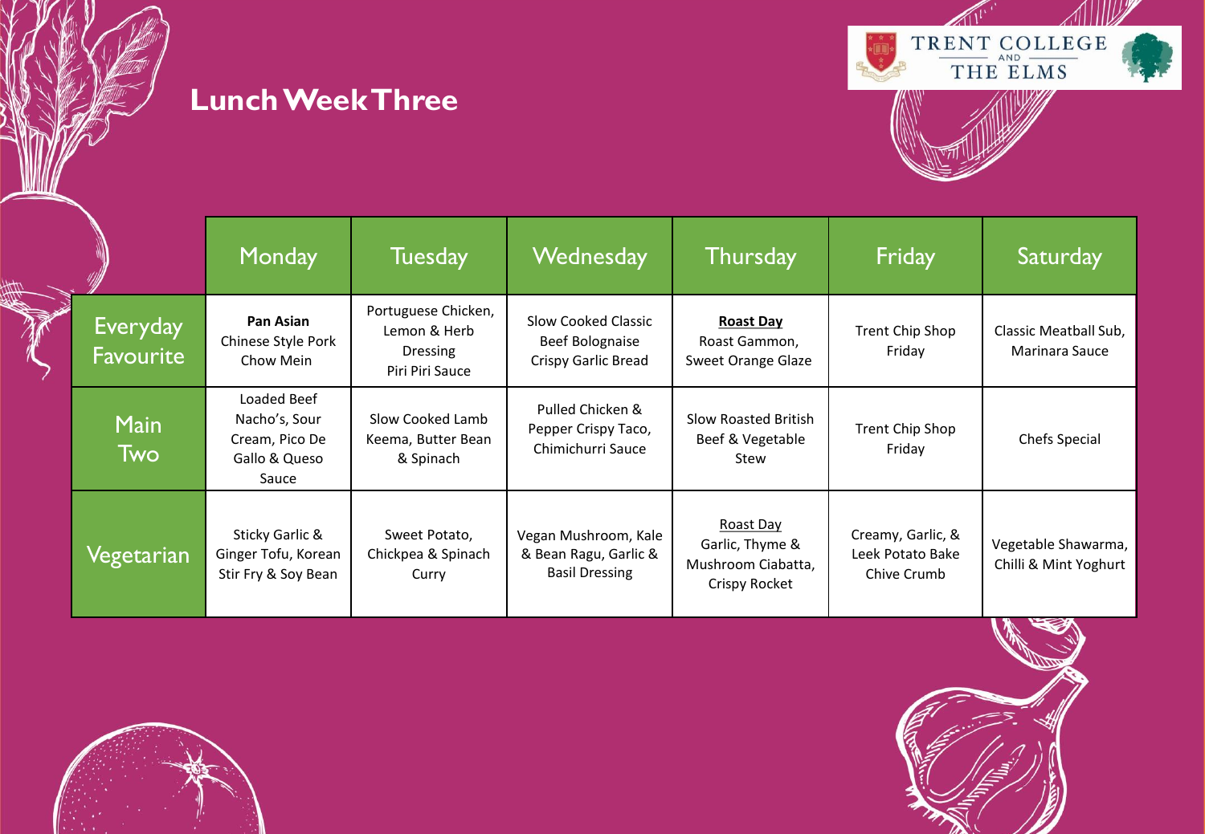# Lunch Week Three

TRENT COLLEGE AND THE ELMS

| | Monday | Tuesday | Wednesday | Thursday | Friday | Saturday |
|---|---|---|---|---|---|---|
| Everyday Favourite | **Pan Asian** Chinese Style Pork Chow Mein | Portuguese Chicken, Lemon & Herb Dressing Piri Piri Sauce | Slow Cooked Classic Beef Bolognaise Crispy Garlic Bread | **Roast Day** Roast Gammon, Sweet Orange Glaze | Trent Chip Shop Friday | Classic Meatball Sub, Marinara Sauce |
| Main Two | Loaded Beef Nacho's, Sour Cream, Pico De Gallo & Queso Sauce | Slow Cooked Lamb Keema, Butter Bean & Spinach | Pulled Chicken & Pepper Crispy Taco, Chimichurri Sauce | Slow Roasted British Beef & Vegetable Stew | Trent Chip Shop Friday | Chefs Special |
| Vegetarian | Sticky Garlic & Ginger Tofu, Korean Stir Fry & Soy Bean | Sweet Potato, Chickpea & Spinach Curry | Vegan Mushroom, Kale & Bean Ragu, Garlic & Basil Dressing | Roast Day Garlic, Thyme & Mushroom Ciabatta, Crispy Rocket | Creamy, Garlic, & Leek Potato Bake Chive Crumb | Vegetable Shawarma, Chilli & Mint Yoghurt |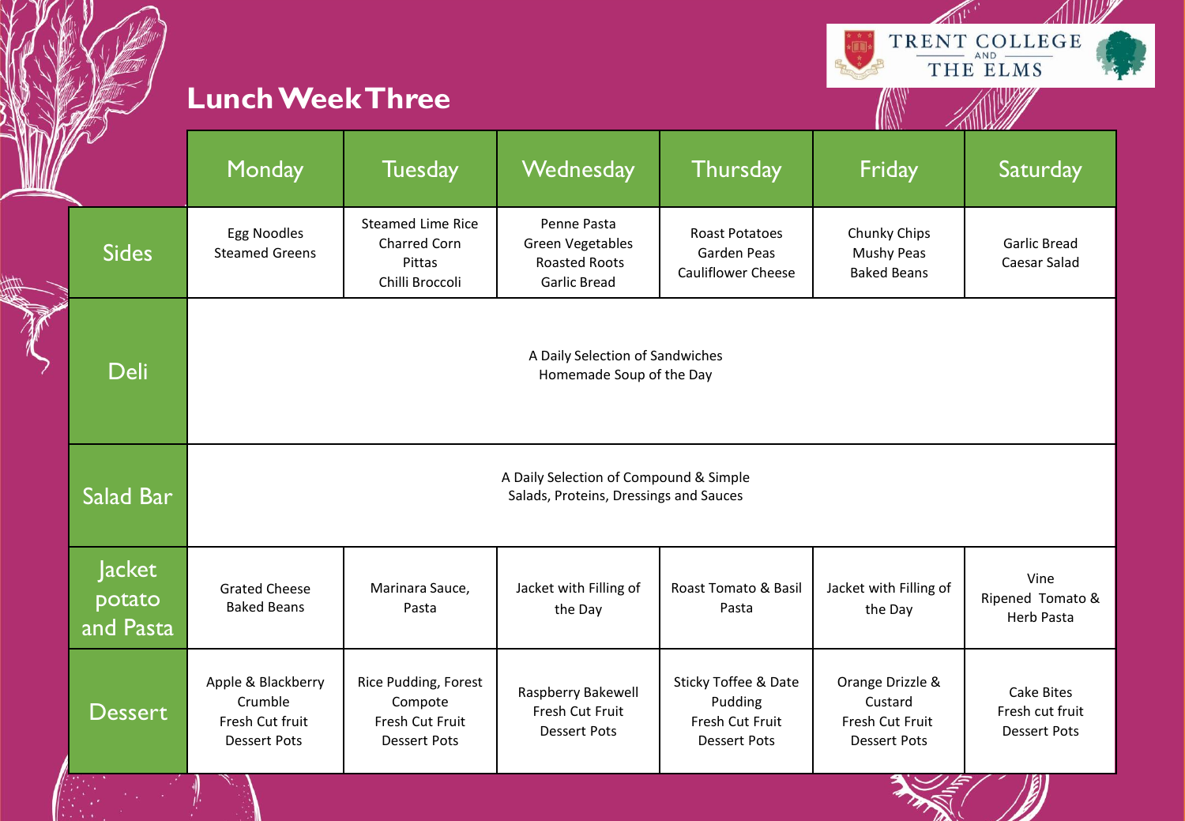TRENT COLLEGE AND THE ELMS

# Lunch Week Three

| | Monday | Tuesday | Wednesday | Thursday | Friday | Saturday |
|---|---|---|---|---|---|---|
| Sides | Egg Noodles<br>Steamed Greens | Steamed Lime Rice<br>Charred Corn<br>Pittas<br>Chilli Broccoli | Penne Pasta<br>Green Vegetables<br>Roasted Roots<br>Garlic Bread | Roast Potatoes<br>Garden Peas<br>Cauliflower Cheese | Chunky Chips<br>Mushy Peas<br>Baked Beans | Garlic Bread<br>Caesar Salad |
| Deli | A Daily Selection of Sandwiches<br>Homemade Soup of the Day | | | | | |
| Salad Bar | A Daily Selection of Compound & Simple<br>Salads, Proteins, Dressings and Sauces | | | | | |
| Jacket potato and Pasta | Grated Cheese<br>Baked Beans | Marinara Sauce,<br>Pasta | Jacket with Filling of the Day | Roast Tomato & Basil<br>Pasta | Jacket with Filling of the Day | Vine Ripened Tomato & Herb Pasta |
| Dessert | Apple & Blackberry Crumble<br>Fresh Cut fruit<br>Dessert Pots | Rice Pudding, Forest Compote<br>Fresh Cut Fruit<br>Dessert Pots | Raspberry Bakewell<br>Fresh Cut Fruit<br>Dessert Pots | Sticky Toffee & Date Pudding<br>Fresh Cut Fruit<br>Dessert Pots | Orange Drizzle & Custard<br>Fresh Cut Fruit<br>Dessert Pots | Cake Bites<br>Fresh cut fruit<br>Dessert Pots |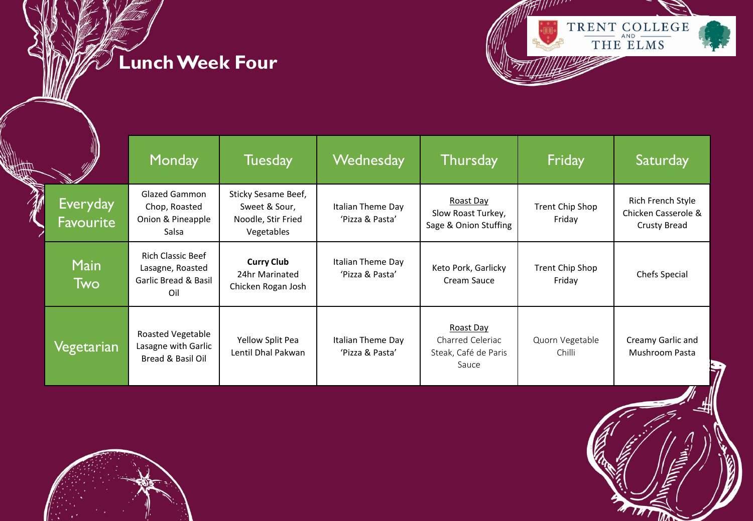# Lunch Week Four

TRENT COLLEGE AND THE ELMS

| | Monday | Tuesday | Wednesday | Thursday | Friday | Saturday |
|---|---|---|---|---|---|---|
| Everyday Favourite | Glazed Gammon Chop, Roasted Onion & Pineapple Salsa | Sticky Sesame Beef, Sweet & Sour, Noodle, Stir Fried Vegetables | Italian Theme Day 'Pizza & Pasta' | Roast Day Slow Roast Turkey, Sage & Onion Stuffing | Trent Chip Shop Friday | Rich French Style Chicken Casserole & Crusty Bread |
| Main Two | Rich Classic Beef Lasagne, Roasted Garlic Bread & Basil Oil | **Curry Club** 24hr Marinated Chicken Rogan Josh | Italian Theme Day 'Pizza & Pasta' | Keto Pork, Garlicky Cream Sauce | Trent Chip Shop Friday | Chefs Special |
| Vegetarian | Roasted Vegetable Lasagne with Garlic Bread & Basil Oil | Yellow Split Pea Lentil Dhal Pakwan | Italian Theme Day 'Pizza & Pasta' | Roast Day Charred Celeriac Steak, Café de Paris Sauce | Quorn Vegetable Chilli | Creamy Garlic and Mushroom Pasta |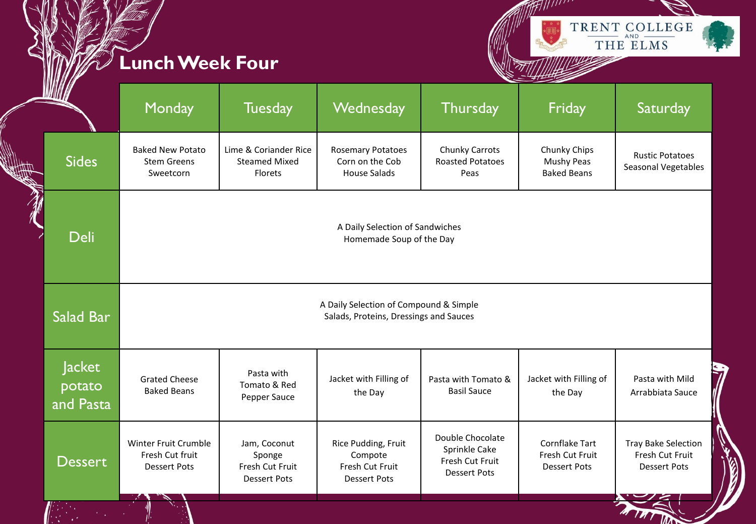# Lunch Week Four

TRENT COLLEGE AND THE ELMS

| | Monday | Tuesday | Wednesday | Thursday | Friday | Saturday |
|---|---|---|---|---|---|---|
| Sides | Baked New Potato<br>Stem Greens<br>Sweetcorn | Lime & Coriander Rice<br>Steamed Mixed Florets | Rosemary Potatoes<br>Corn on the Cob<br>House Salads | Chunky Carrots<br>Roasted Potatoes<br>Peas | Chunky Chips<br>Mushy Peas<br>Baked Beans | Rustic Potatoes<br>Seasonal Vegetables |
| Deli | A Daily Selection of Sandwiches<br>Homemade Soup of the Day | | | | | |
| Salad Bar | A Daily Selection of Compound & Simple Salads, Proteins, Dressings and Sauces | | | | | |
| Jacket potato and Pasta | Grated Cheese<br>Baked Beans | Pasta with Tomato & Red Pepper Sauce | Jacket with Filling of the Day | Pasta with Tomato & Basil Sauce | Jacket with Filling of the Day | Pasta with Mild Arrabbiata Sauce |
| Dessert | Winter Fruit Crumble<br>Fresh Cut fruit<br>Dessert Pots | Jam, Coconut Sponge<br>Fresh Cut Fruit<br>Dessert Pots | Rice Pudding, Fruit Compote<br>Fresh Cut Fruit<br>Dessert Pots | Double Chocolate Sprinkle Cake<br>Fresh Cut Fruit<br>Dessert Pots | Cornflake Tart<br>Fresh Cut Fruit<br>Dessert Pots | Tray Bake Selection<br>Fresh Cut Fruit<br>Dessert Pots |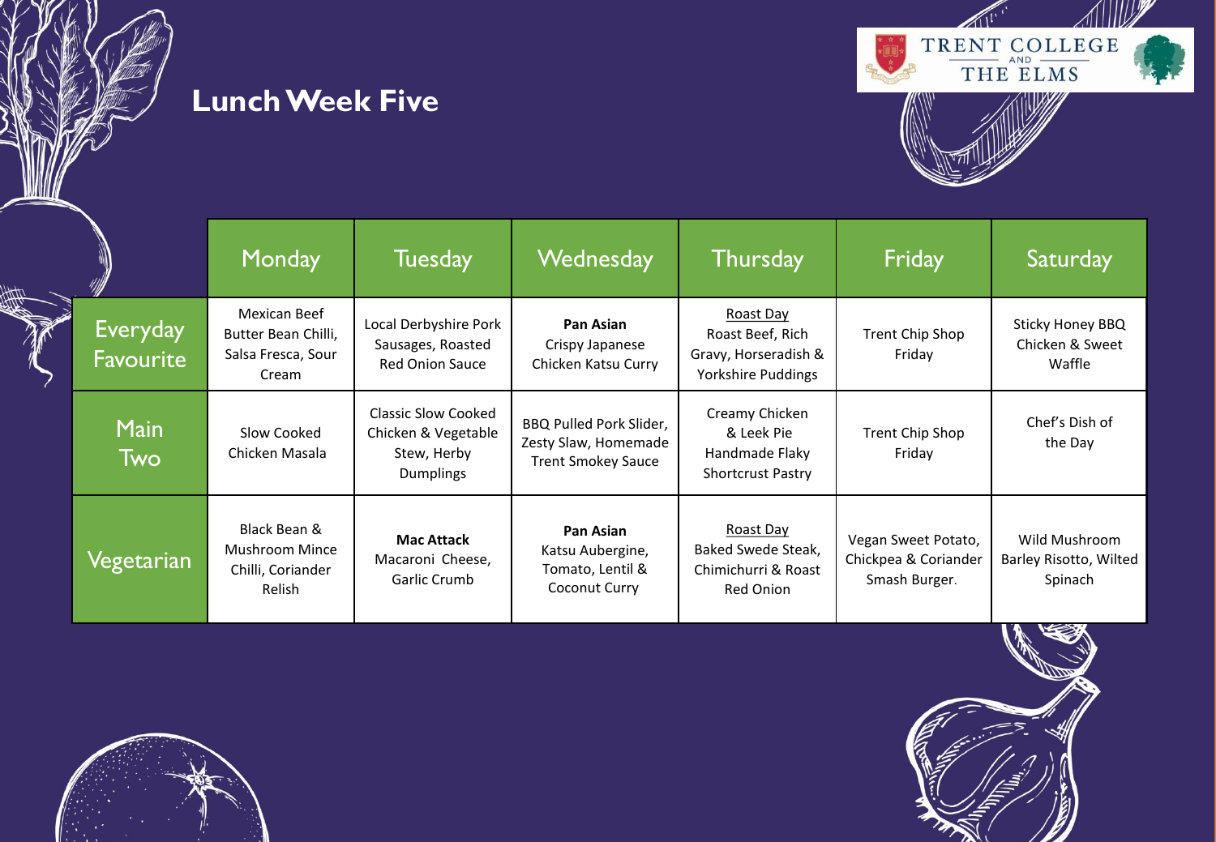# Lunch Week Five

TRENT COLLEGE AND THE ELMS

| | Monday | Tuesday | Wednesday | Thursday | Friday | Saturday |
|---|---|---|---|---|---|---|
| Everyday Favourite | Mexican Beef Butter Bean Chilli, Salsa Fresca, Sour Cream | Local Derbyshire Pork Sausages, Roasted Red Onion Sauce | **Pan Asian** Crispy Japanese Chicken Katsu Curry | Roast Day Roast Beef, Rich Gravy, Horseradish & Yorkshire Puddings | Trent Chip Shop Friday | Sticky Honey BBQ Chicken & Sweet Waffle |
| Main Two | Slow Cooked Chicken Masala | Classic Slow Cooked Chicken & Vegetable Stew, Herby Dumplings | BBQ Pulled Pork Slider, Zesty Slaw, Homemade Trent Smokey Sauce | Creamy Chicken & Leek Pie Handmade Flaky Shortcrust Pastry | Trent Chip Shop Friday | Chef's Dish of the Day |
| Vegetarian | Black Bean & Mushroom Mince Chilli, Coriander Relish | **Mac Attack** Macaroni Cheese, Garlic Crumb | **Pan Asian** Katsu Aubergine, Tomato, Lentil & Coconut Curry | Roast Day Baked Swede Steak, Chimichurri & Roast Red Onion | Vegan Sweet Potato, Chickpea & Coriander Smash Burger. | Wild Mushroom Barley Risotto, Wilted Spinach |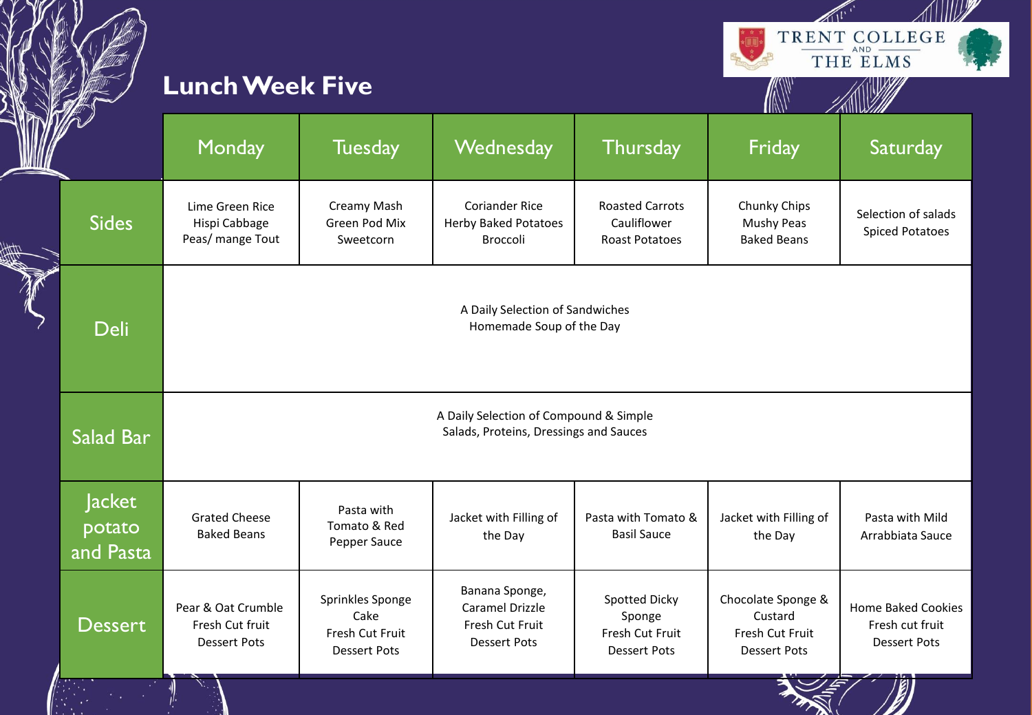TRENT COLLEGE AND THE ELMS

# Lunch Week Five

| | Monday | Tuesday | Wednesday | Thursday | Friday | Saturday |
|---|---|---|---|---|---|---|
| Sides | Lime Green Rice<br>Hispi Cabbage<br>Peas/ mange Tout | Creamy Mash<br>Green Pod Mix<br>Sweetcorn | Coriander Rice<br>Herby Baked Potatoes<br>Broccoli | Roasted Carrots<br>Cauliflower<br>Roast Potatoes | Chunky Chips<br>Mushy Peas<br>Baked Beans | Selection of salads<br>Spiced Potatoes |
| Deli | A Daily Selection of Sandwiches<br>Homemade Soup of the Day | | | | | |
| Salad Bar | A Daily Selection of Compound & Simple<br>Salads, Proteins, Dressings and Sauces | | | | | |
| Jacket potato and Pasta | Grated Cheese<br>Baked Beans | Pasta with Tomato & Red Pepper Sauce | Jacket with Filling of the Day | Pasta with Tomato & Basil Sauce | Jacket with Filling of the Day | Pasta with Mild Arrabbiata Sauce |
| Dessert | Pear & Oat Crumble<br>Fresh Cut fruit<br>Dessert Pots | Sprinkles Sponge Cake<br>Fresh Cut Fruit<br>Dessert Pots | Banana Sponge, Caramel Drizzle<br>Fresh Cut Fruit<br>Dessert Pots | Spotted Dicky Sponge<br>Fresh Cut Fruit<br>Dessert Pots | Chocolate Sponge & Custard<br>Fresh Cut Fruit<br>Dessert Pots | Home Baked Cookies<br>Fresh cut fruit<br>Dessert Pots |